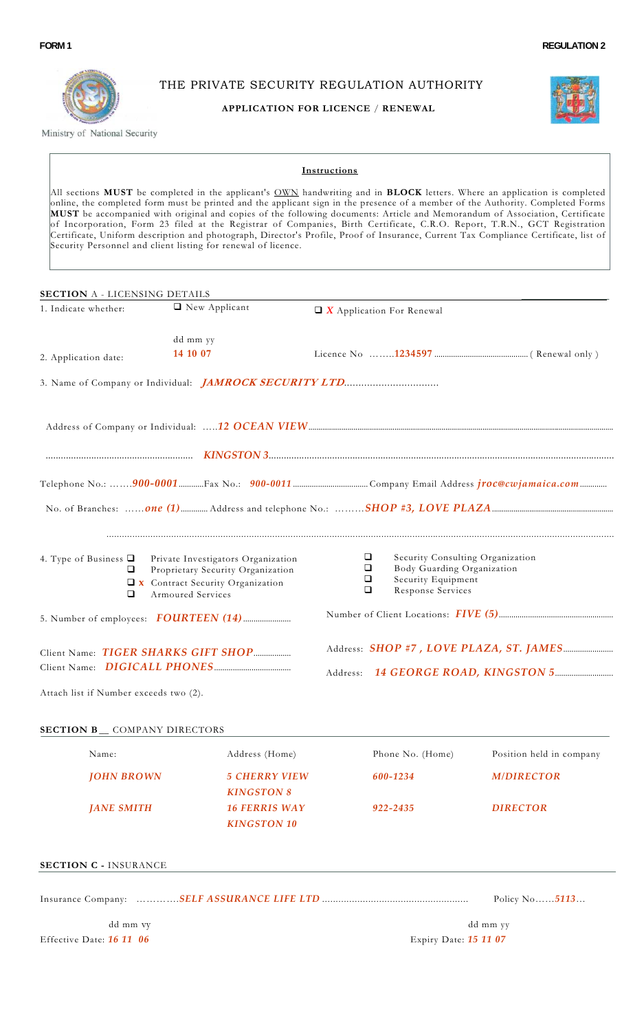**FORM 1** **REGULATION 2**

Ministry of National Security

# THE PRIVATE SECURITY REGULATION AUTHORITY

**APPLICATION FOR LICENCE / RENEWAL**

**Instructions**

All sections **MUST** be completed in the applicant's OWN handwriting and in **BLOCK** letters. Where an application is completed online, the completed form must be printed and the applicant sign in the presence of a member of the Authority. Completed Forms **MUST** be accompanied with original and copies of the following documents: Article and Memorandum of Association, Certificate of Incorporation, Form 23 filed at the Registrar of Companies, Birth Certificate, C.R.O. Report, T.R.N., GCT Registration Certificate, Uniform description and photograph, Director's Profile, Proof of Insurance, Current Tax Compliance Certificate, list of Security Personnel and client listing for renewal of licence.

**SECTION A** - LICENSING DETAILS

1. Indicate whether: ☐ New Applicant ☐ ***X*** Application For Renewal

2. Application date: dd mm yy ***14 10 07*** Licence No ……***1234597***…… ( Renewal only )

3. Name of Company or Individual: ***JAMROCK SECURITY LTD***……

Address of Company or Individual: …..***12 OCEAN VIEW***……

……***KINGSTON 3***……

Telephone No.: …….***900-0001***……Fax No.: ***900-0011***……Company Email Address ***jroc@cwjamaica.com***……

No. of Branches: ……***one (1)***…… Address and telephone No.: ………***SHOP #3, LOVE PLAZA***……

……

4. Type of Business
- ☐ Private Investigators Organization
- ☐ Proprietary Security Organization
- ☐ ***x*** Contract Security Organization
- ☐ Armoured Services
- ☐ Security Consulting Organization
- ☐ Body Guarding Organization
- ☐ Security Equipment
- ☐ Response Services

5. Number of employees: ***FOURTEEN (14)***…… Number of Client Locations: ***FIVE (5)***……

Client Name: ***TIGER SHARKS GIFT SHOP***…… Address: ***SHOP #7 , LOVE PLAZA, ST. JAMES***……

Client Name: ***DIGICALL PHONES***…… Address: ***14 GEORGE ROAD, KINGSTON 5***……

Attach list if Number exceeds two (2).

**SECTION B** __ COMPANY DIRECTORS

| Name: | Address (Home) | Phone No. (Home) | Position held in company |
|---|---|---|---|
| ***JOHN BROWN*** | ***5 CHERRY VIEW KINGSTON 8*** | ***600-1234*** | ***M/DIRECTOR*** |
| ***JANE SMITH*** | ***16 FERRIS WAY KINGSTON 10*** | ***922-2435*** | ***DIRECTOR*** |

**SECTION C -** INSURANCE

Insurance Company: …………***SELF ASSURANCE LIFE LTD***…… Policy No……***5113***…

Effective Date: dd mm yy ***16 11 06*** Expiry Date: dd mm yy ***15 11 07***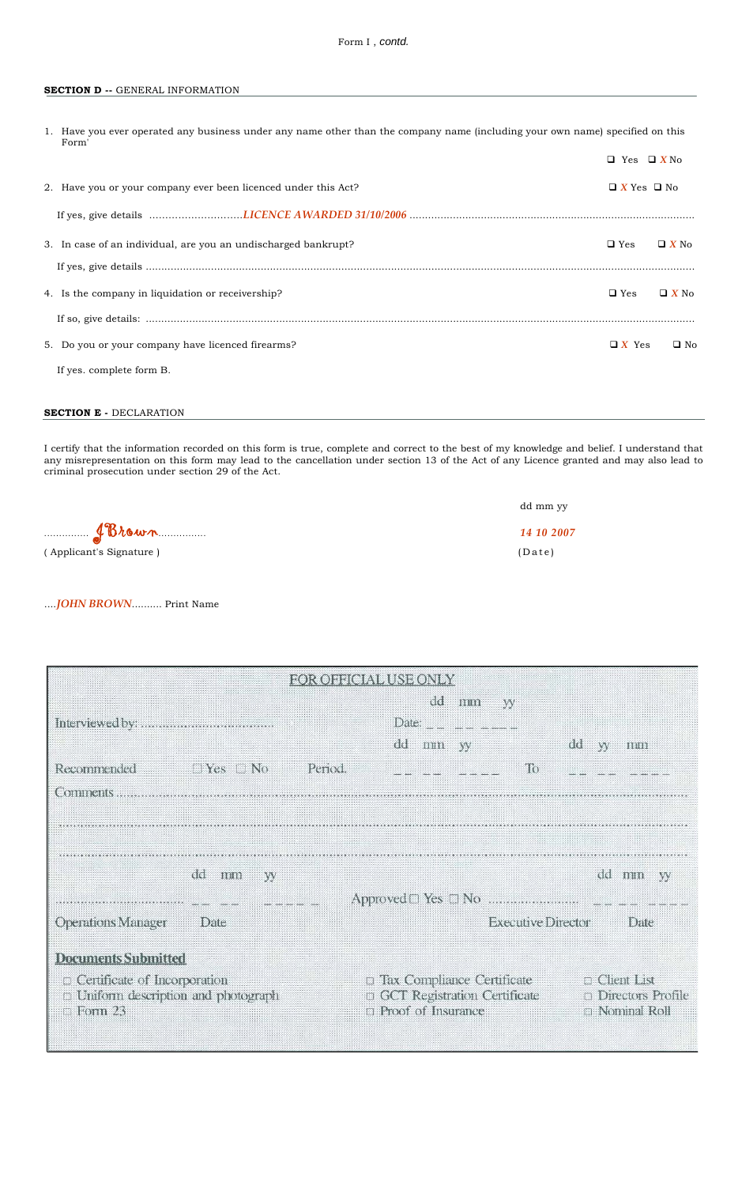Form I , *contd.*

**SECTION D --** GENERAL INFORMATION

1. Have you ever operated any business under any name other than the company name (including your own name) specified on this Form'

   ❑ Yes ❑ *X* No

2. Have you or your company ever been licenced under this Act? ❑ *X* Yes ❑ No

   If yes, give details ............................*LICENCE AWARDED 31/10/2006*...........................................................................................

3. In case of an individual, are you an undischarged bankrupt? ❑ Yes ❑ *X* No

   If yes, give details ...................................................................................................................................................................

4. Is the company in liquidation or receivership? ❑ Yes ❑ *X* No

   If so, give details: ...................................................................................................................................................................

5. Do you or your company have licenced firearms? ❑ *X* Yes ❑ No

   If yes. complete form B.

**SECTION E -** DECLARATION

I certify that the information recorded on this form is true, complete and correct to the best of my knowledge and belief. I understand that any misrepresentation on this form may lead to the cancellation under section 13 of the Act of any Licence granted and may also lead to criminal prosecution under section 29 of the Act.

.............. *J Brown*............... ( Applicant's Signature )

dd mm yy
*14 10 2007*
(Date)

....*JOHN BROWN*.......... Print Name

FOR OFFICIAL USE ONLY

Interviewed by: .................................... Date: dd mm yy _ _ _ _ _ _ _ _

Recommended ☐ Yes ☐ No Period. dd mm yy _ _ _ _ _ _ _ _ To dd yy mm _ _ _ _ _ _ _ _

Comments ..........................................................................................................................................................................

..........................................................................................................................................................................................

..........................................................................................................................................................................................

.................................. dd mm yy _ _ _ _ _ _ _ _ Approved ☐ Yes ☐ No ........................ dd mm yy _ _ _ _ _ _ _ _

Operations Manager Date Executive Director Date

**Documents Submitted**

☐ Certificate of Incorporation
☐ Uniform description and photograph
☐ Form 23
☐ Tax Compliance Certificate
☐ GCT Registration Certificate
☐ Proof of Insurance
☐ Client List
☐ Directors Profile
☐ Nominal Roll